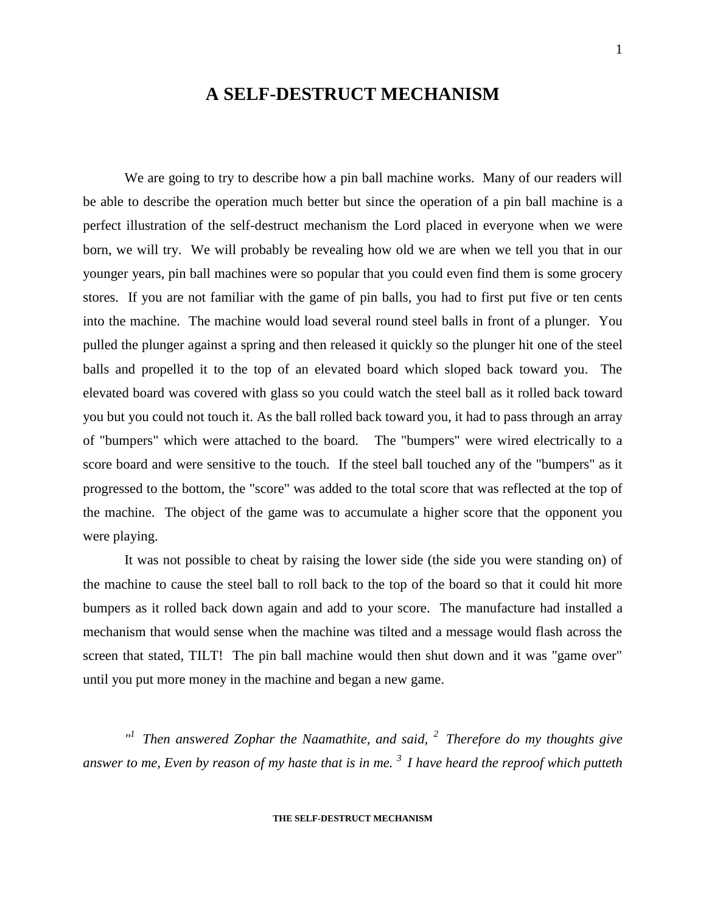# A SELF-DESTRUCT MECHANISM

We are going to try to describe how a pin ball machine works. Many of our readers will be able to describe the operation much better but since the operation of a pin ball machine is a perfect illustration of the self-destruct mechanism the Lord placed in everyone when we were born, we will try. We will probably be revealing how old we are when we tell you that in our younger years, pin ball machines were so popular that you could even find them is some grocery stores. If you are not familiar with the game of pin balls, you had to first put five or ten cents into the machine. The machine would load several round steel balls in front of a plunger. You pulled the plunger against a spring and then released it quickly so the plunger hit one of the steel balls and propelled it to the top of an elevated board which sloped back toward you. The elevated board was covered with glass so you could watch the steel ball as it rolled back toward you but you could not touch it. As the ball rolled back toward you, it had to pass through an array of "bumpers" which were attached to the board. The "bumpers" were wired electrically to a score board and were sensitive to the touch. If the steel ball touched any of the "bumpers" as it progressed to the bottom, the "score" was added to the total score that was reflected at the top of the machine. The object of the game was to accumulate a higher score that the opponent you were playing.

It was not possible to cheat by raising the lower side (the side you were standing on) of the machine to cause the steel ball to roll back to the top of the board so that it could hit more bumpers as it rolled back down again and add to your score. The manufacture had installed a mechanism that would sense when the machine was tilted and a message would flash across the screen that stated, TILT! The pin ball machine would then shut down and it was "game over" until you put more money in the machine and began a new game.

*"[1] Then answered Zophar the Naamathite, and said, [2] Therefore do my thoughts give answer to me, Even by reason of my haste that is in me. [3] I have heard the reproof which putteth*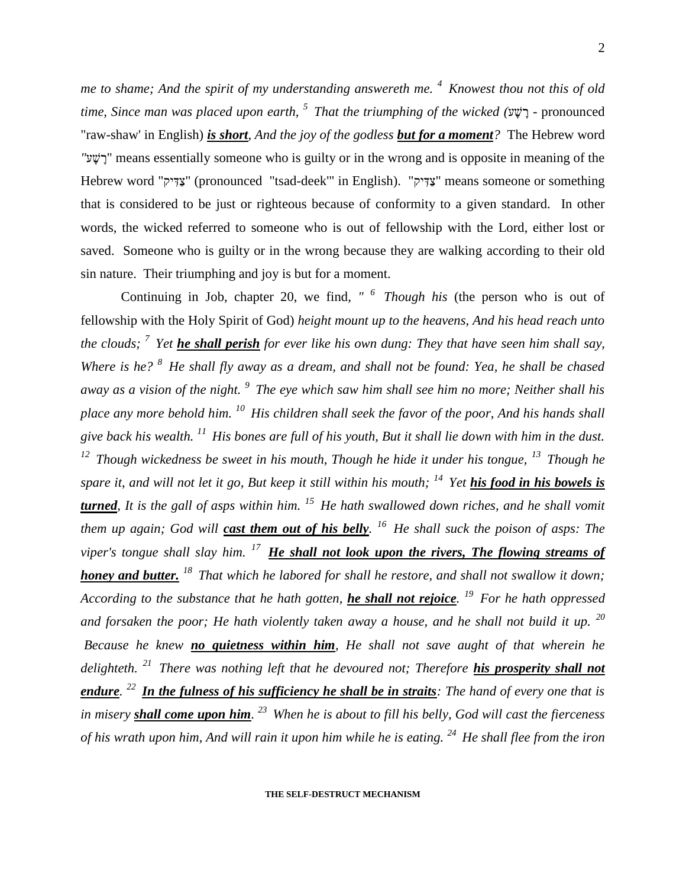*me to shame; And the spirit of my understanding answereth me.* [4] *Knowest thou not this of old time, Since man was placed upon earth,* [5] *That the triumphing of the wicked (*רָשָׁע - pronounced "raw-shaw' in English) ***is short****, And the joy of the godless* ***but for a moment****?* The Hebrew word "רָשָׁע" means essentially someone who is guilty or in the wrong and is opposite in meaning of the Hebrew word "צַדִּיק" (pronounced "tsad-deek'" in English). "צַדִּיק" means someone or something that is considered to be just or righteous because of conformity to a given standard. In other words, the wicked referred to someone who is out of fellowship with the Lord, either lost or saved. Someone who is guilty or in the wrong because they are walking according to their old sin nature. Their triumphing and joy is but for a moment.

Continuing in Job, chapter 20, we find, *"* [6] *Though his* (the person who is out of fellowship with the Holy Spirit of God) *height mount up to the heavens, And his head reach unto the clouds;* [7] *Yet* ***he shall perish*** *for ever like his own dung: They that have seen him shall say, Where is he?* [8] *He shall fly away as a dream, and shall not be found: Yea, he shall be chased away as a vision of the night.* [9] *The eye which saw him shall see him no more; Neither shall his place any more behold him.* [10] *His children shall seek the favor of the poor, And his hands shall give back his wealth.* [11] *His bones are full of his youth, But it shall lie down with him in the dust.* [12] *Though wickedness be sweet in his mouth, Though he hide it under his tongue,* [13] *Though he spare it, and will not let it go, But keep it still within his mouth;* [14] *Yet* ***his food in his bowels is turned****, It is the gall of asps within him.* [15] *He hath swallowed down riches, and he shall vomit them up again; God will* ***cast them out of his belly****.* [16] *He shall suck the poison of asps: The viper's tongue shall slay him.* [17] ***He shall not look upon the rivers, The flowing streams of honey and butter.*** [18] *That which he labored for shall he restore, and shall not swallow it down; According to the substance that he hath gotten,* ***he shall not rejoice****.* [19] *For he hath oppressed and forsaken the poor; He hath violently taken away a house, and he shall not build it up.* [20] *Because he knew* ***no quietness within him****, He shall not save aught of that wherein he delighteth.* [21] *There was nothing left that he devoured not; Therefore* ***his prosperity shall not endure****.* [22] ***In the fulness of his sufficiency he shall be in straits****: The hand of every one that is in misery* ***shall come upon him****.* [23] *When he is about to fill his belly, God will cast the fierceness of his wrath upon him, And will rain it upon him while he is eating.* [24] *He shall flee from the iron*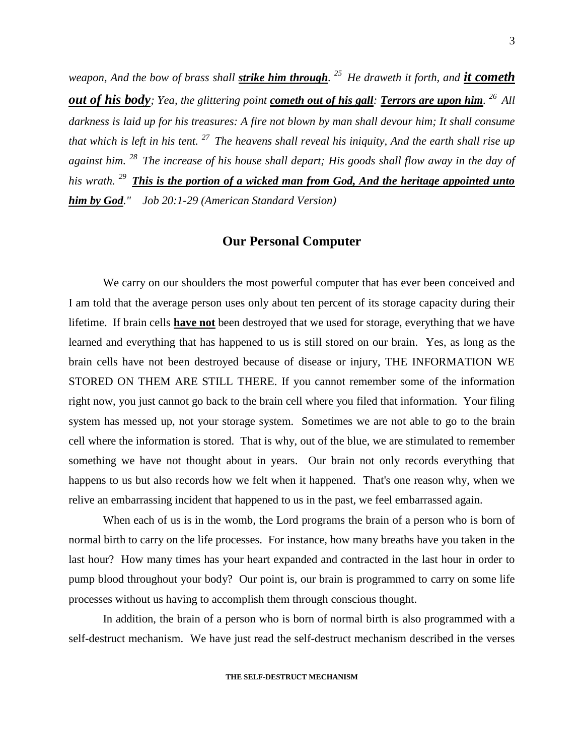*weapon, And the bow of brass shall **strike him through**. 25 He draweth it forth, and **it cometh out of his body**; Yea, the glittering point **cometh out of his gall**: **Terrors are upon him**. 26 All darkness is laid up for his treasures: A fire not blown by man shall devour him; It shall consume that which is left in his tent. 27 The heavens shall reveal his iniquity, And the earth shall rise up against him. 28 The increase of his house shall depart; His goods shall flow away in the day of his wrath. 29 **This is the portion of a wicked man from God, And the heritage appointed unto him by God**." Job 20:1-29 (American Standard Version)*

## Our Personal Computer

We carry on our shoulders the most powerful computer that has ever been conceived and I am told that the average person uses only about ten percent of its storage capacity during their lifetime. If brain cells **have not** been destroyed that we used for storage, everything that we have learned and everything that has happened to us is still stored on our brain. Yes, as long as the brain cells have not been destroyed because of disease or injury, THE INFORMATION WE STORED ON THEM ARE STILL THERE. If you cannot remember some of the information right now, you just cannot go back to the brain cell where you filed that information. Your filing system has messed up, not your storage system. Sometimes we are not able to go to the brain cell where the information is stored. That is why, out of the blue, we are stimulated to remember something we have not thought about in years. Our brain not only records everything that happens to us but also records how we felt when it happened. That's one reason why, when we relive an embarrassing incident that happened to us in the past, we feel embarrassed again.

When each of us is in the womb, the Lord programs the brain of a person who is born of normal birth to carry on the life processes. For instance, how many breaths have you taken in the last hour? How many times has your heart expanded and contracted in the last hour in order to pump blood throughout your body? Our point is, our brain is programmed to carry on some life processes without us having to accomplish them through conscious thought.

In addition, the brain of a person who is born of normal birth is also programmed with a self-destruct mechanism. We have just read the self-destruct mechanism described in the verses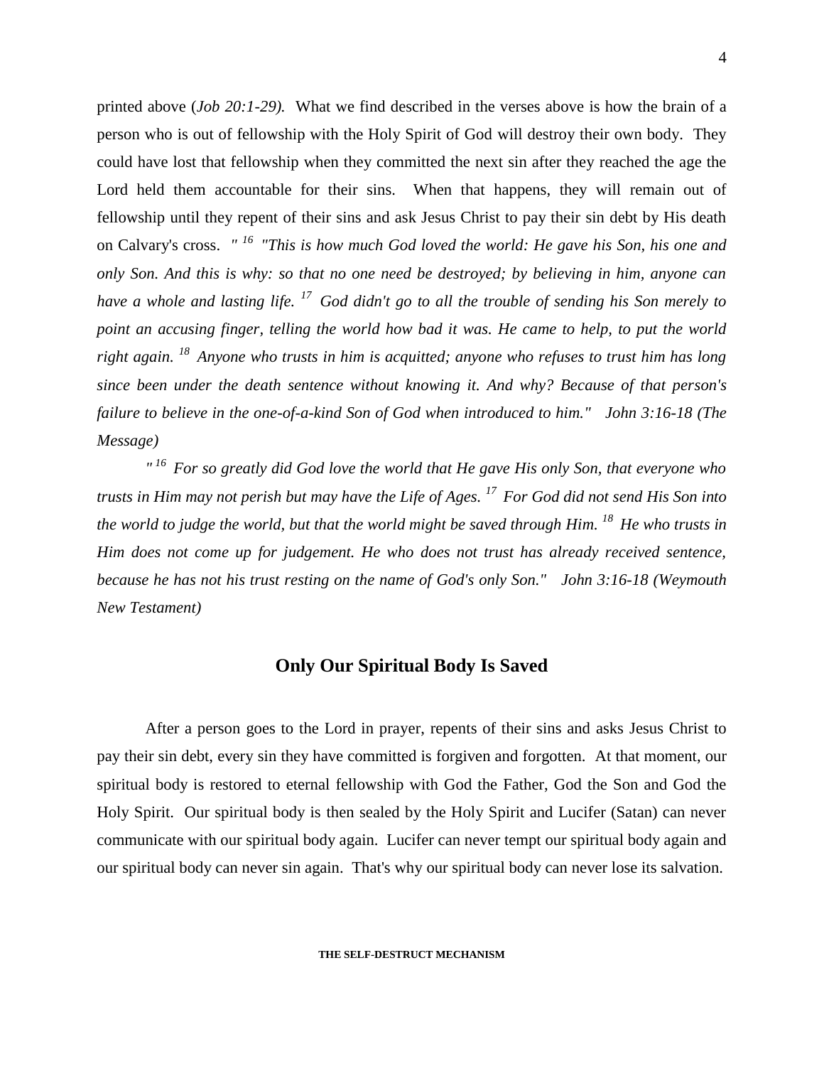printed above (*Job 20:1-29).* What we find described in the verses above is how the brain of a person who is out of fellowship with the Holy Spirit of God will destroy their own body. They could have lost that fellowship when they committed the next sin after they reached the age the Lord held them accountable for their sins. When that happens, they will remain out of fellowship until they repent of their sins and ask Jesus Christ to pay their sin debt by His death on Calvary's cross. *" [16] "This is how much God loved the world: He gave his Son, his one and only Son. And this is why: so that no one need be destroyed; by believing in him, anyone can have a whole and lasting life. [17] God didn't go to all the trouble of sending his Son merely to point an accusing finger, telling the world how bad it was. He came to help, to put the world right again. [18] Anyone who trusts in him is acquitted; anyone who refuses to trust him has long since been under the death sentence without knowing it. And why? Because of that person's failure to believe in the one-of-a-kind Son of God when introduced to him." John 3:16-18 (The Message)*

*" [16] For so greatly did God love the world that He gave His only Son, that everyone who trusts in Him may not perish but may have the Life of Ages. [17] For God did not send His Son into the world to judge the world, but that the world might be saved through Him. [18] He who trusts in Him does not come up for judgement. He who does not trust has already received sentence, because he has not his trust resting on the name of God's only Son." John 3:16-18 (Weymouth New Testament)*

## Only Our Spiritual Body Is Saved

After a person goes to the Lord in prayer, repents of their sins and asks Jesus Christ to pay their sin debt, every sin they have committed is forgiven and forgotten. At that moment, our spiritual body is restored to eternal fellowship with God the Father, God the Son and God the Holy Spirit. Our spiritual body is then sealed by the Holy Spirit and Lucifer (Satan) can never communicate with our spiritual body again. Lucifer can never tempt our spiritual body again and our spiritual body can never sin again. That's why our spiritual body can never lose its salvation.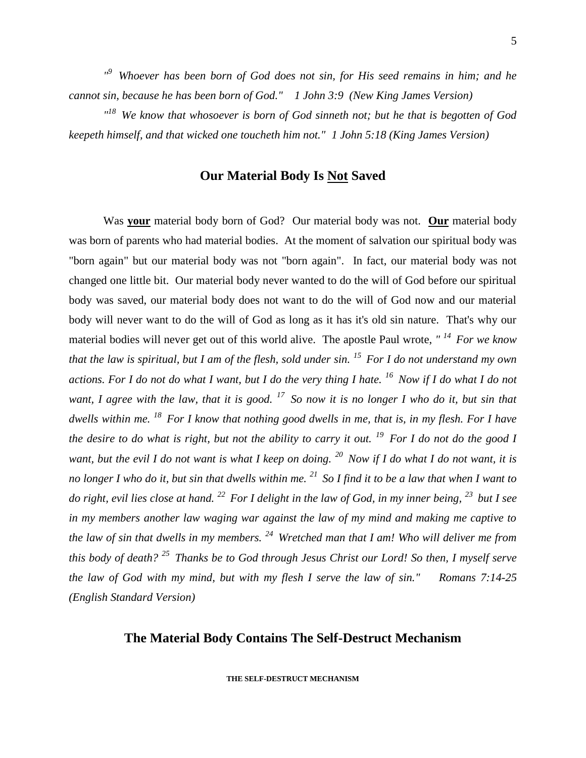*"[9] Whoever has been born of God does not sin, for His seed remains in him; and he cannot sin, because he has been born of God." 1 John 3:9 (New King James Version)*

*"[18] We know that whosoever is born of God sinneth not; but he that is begotten of God keepeth himself, and that wicked one toucheth him not." 1 John 5:18 (King James Version)*

## Our Material Body Is <u>Not</u> Saved

Was **<u>your</u>** material body born of God? Our material body was not. **<u>Our</u>** material body was born of parents who had material bodies. At the moment of salvation our spiritual body was "born again" but our material body was not "born again". In fact, our material body was not changed one little bit. Our material body never wanted to do the will of God before our spiritual body was saved, our material body does not want to do the will of God now and our material body will never want to do the will of God as long as it has it's old sin nature. That's why our material bodies will never get out of this world alive. The apostle Paul wrote, *" [14] For we know that the law is spiritual, but I am of the flesh, sold under sin. [15] For I do not understand my own actions. For I do not do what I want, but I do the very thing I hate. [16] Now if I do what I do not want, I agree with the law, that it is good. [17] So now it is no longer I who do it, but sin that dwells within me. [18] For I know that nothing good dwells in me, that is, in my flesh. For I have the desire to do what is right, but not the ability to carry it out. [19] For I do not do the good I want, but the evil I do not want is what I keep on doing. [20] Now if I do what I do not want, it is no longer I who do it, but sin that dwells within me. [21] So I find it to be a law that when I want to do right, evil lies close at hand. [22] For I delight in the law of God, in my inner being, [23] but I see in my members another law waging war against the law of my mind and making me captive to the law of sin that dwells in my members. [24] Wretched man that I am! Who will deliver me from this body of death? [25] Thanks be to God through Jesus Christ our Lord! So then, I myself serve the law of God with my mind, but with my flesh I serve the law of sin." Romans 7:14-25 (English Standard Version)*

## The Material Body Contains The Self-Destruct Mechanism

**THE SELF-DESTRUCT MECHANISM**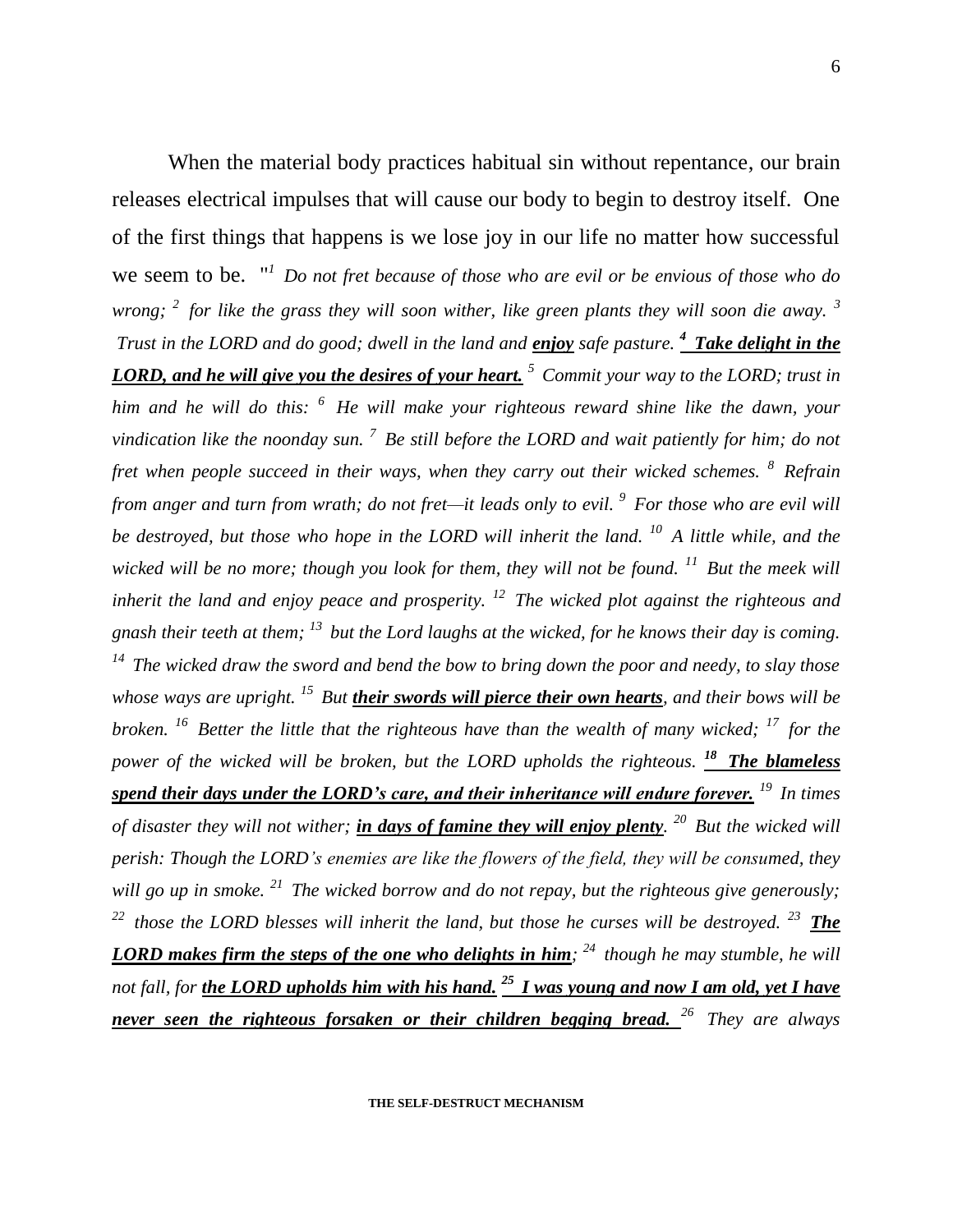When the material body practices habitual sin without repentance, our brain releases electrical impulses that will cause our body to begin to destroy itself. One of the first things that happens is we lose joy in our life no matter how successful we seem to be. "*[1] Do not fret because of those who are evil or be envious of those who do wrong; [2] for like the grass they will soon wither, like green plants they will soon die away. [3] Trust in the LORD and do good; dwell in the land and **enjoy** safe pasture. **[4] Take delight in the LORD, and he will give you the desires of your heart.** [5] Commit your way to the LORD; trust in him and he will do this: [6] He will make your righteous reward shine like the dawn, your vindication like the noonday sun. [7] Be still before the LORD and wait patiently for him; do not fret when people succeed in their ways, when they carry out their wicked schemes. [8] Refrain from anger and turn from wrath; do not fret—it leads only to evil. [9] For those who are evil will be destroyed, but those who hope in the LORD will inherit the land. [10] A little while, and the wicked will be no more; though you look for them, they will not be found. [11] But the meek will inherit the land and enjoy peace and prosperity. [12] The wicked plot against the righteous and gnash their teeth at them; [13] but the Lord laughs at the wicked, for he knows their day is coming. [14] The wicked draw the sword and bend the bow to bring down the poor and needy, to slay those whose ways are upright. [15] But **their swords will pierce their own hearts**, and their bows will be broken. [16] Better the little that the righteous have than the wealth of many wicked; [17] for the power of the wicked will be broken, but the LORD upholds the righteous. **[18] The blameless spend their days under the LORD's care, and their inheritance will endure forever.** [19] In times of disaster they will not wither; **in days of famine they will enjoy plenty**. [20] But the wicked will perish: Though the LORD's enemies are like the flowers of the field, they will be consumed, they will go up in smoke. [21] The wicked borrow and do not repay, but the righteous give generously; [22] those the LORD blesses will inherit the land, but those he curses will be destroyed. [23] **The LORD makes firm the steps of the one who delights in him**; [24] though he may stumble, he will not fall, for **the LORD upholds him with his hand.** **[25] I was young and now I am old, yet I have never seen the righteous forsaken or their children begging bread.** [26] They are always*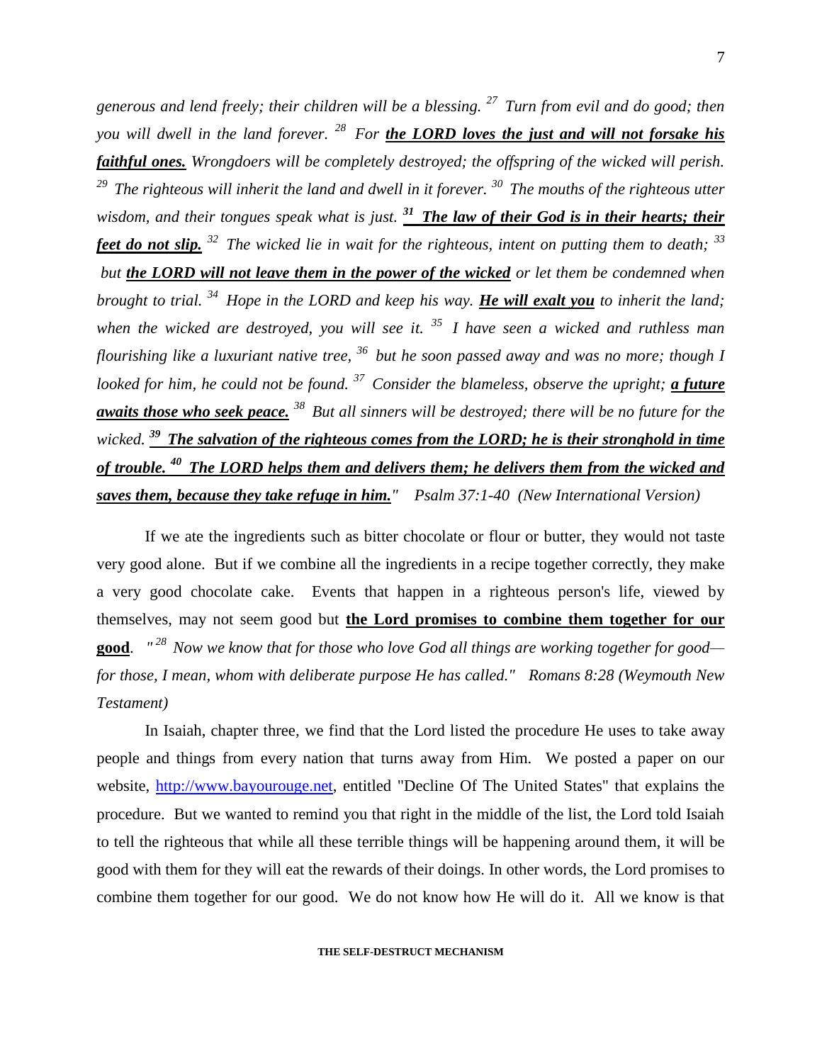*generous and lend freely; their children will be a blessing.* [27] *Turn from evil and do good; then you will dwell in the land forever.* [28] *For* ***<u>the LORD loves the just and will not forsake his faithful ones.</u>*** *Wrongdoers will be completely destroyed; the offspring of the wicked will perish.* [29] *The righteous will inherit the land and dwell in it forever.* [30] *The mouths of the righteous utter wisdom, and their tongues speak what is just.* ***<u>[31] The law of their God is in their hearts; their feet do not slip.</u>*** [32] *The wicked lie in wait for the righteous, intent on putting them to death;* [33] *but* ***<u>the LORD will not leave them in the power of the wicked</u>*** *or let them be condemned when brought to trial.* [34] *Hope in the LORD and keep his way.* ***<u>He will exalt you</u>*** *to inherit the land; when the wicked are destroyed, you will see it.* [35] *I have seen a wicked and ruthless man flourishing like a luxuriant native tree,* [36] *but he soon passed away and was no more; though I looked for him, he could not be found.* [37] *Consider the blameless, observe the upright;* ***<u>a future awaits those who seek peace.</u>*** [38] *But all sinners will be destroyed; there will be no future for the wicked.* ***<u>[39] The salvation of the righteous comes from the LORD; he is their stronghold in time of trouble. [40] The LORD helps them and delivers them; he delivers them from the wicked and saves them, because they take refuge in him.</u>****"* *Psalm 37:1-40 (New International Version)*

If we ate the ingredients such as bitter chocolate or flour or butter, they would not taste very good alone. But if we combine all the ingredients in a recipe together correctly, they make a very good chocolate cake. Events that happen in a righteous person's life, viewed by themselves, may not seem good but **<u>the Lord promises to combine them together for our good</u>**. *"[28] Now we know that for those who love God all things are working together for good—for those, I mean, whom with deliberate purpose He has called." Romans 8:28 (Weymouth New Testament)*

In Isaiah, chapter three, we find that the Lord listed the procedure He uses to take away people and things from every nation that turns away from Him. We posted a paper on our website, http://www.bayourouge.net, entitled "Decline Of The United States" that explains the procedure. But we wanted to remind you that right in the middle of the list, the Lord told Isaiah to tell the righteous that while all these terrible things will be happening around them, it will be good with them for they will eat the rewards of their doings. In other words, the Lord promises to combine them together for our good. We do not know how He will do it. All we know is that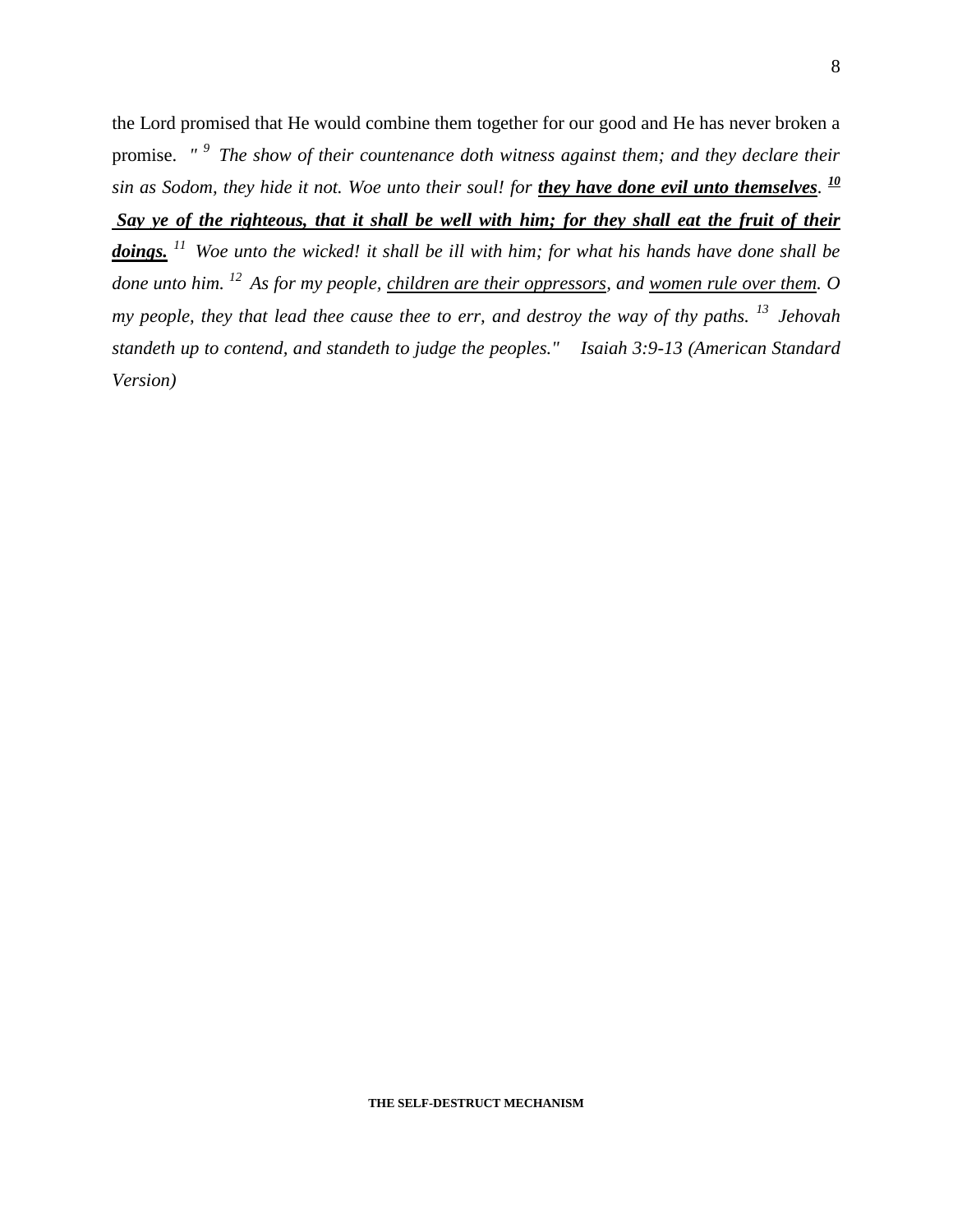the Lord promised that He would combine them together for our good and He has never broken a promise. *" [9] The show of their countenance doth witness against them; and they declare their sin as Sodom, they hide it not. Woe unto their soul! for* ***<u>they have done evil unto themselves</u>****.* ***[10] <u>Say ye of the righteous, that it shall be well with him; for they shall eat the fruit of their doings.</u>*** *[11] Woe unto the wicked! it shall be ill with him; for what his hands have done shall be done unto him. [12] As for my people, <u>children are their oppressors</u>, and <u>women rule over them</u>. O my people, they that lead thee cause thee to err, and destroy the way of thy paths. [13] Jehovah standeth up to contend, and standeth to judge the peoples." Isaiah 3:9-13 (American Standard Version)*